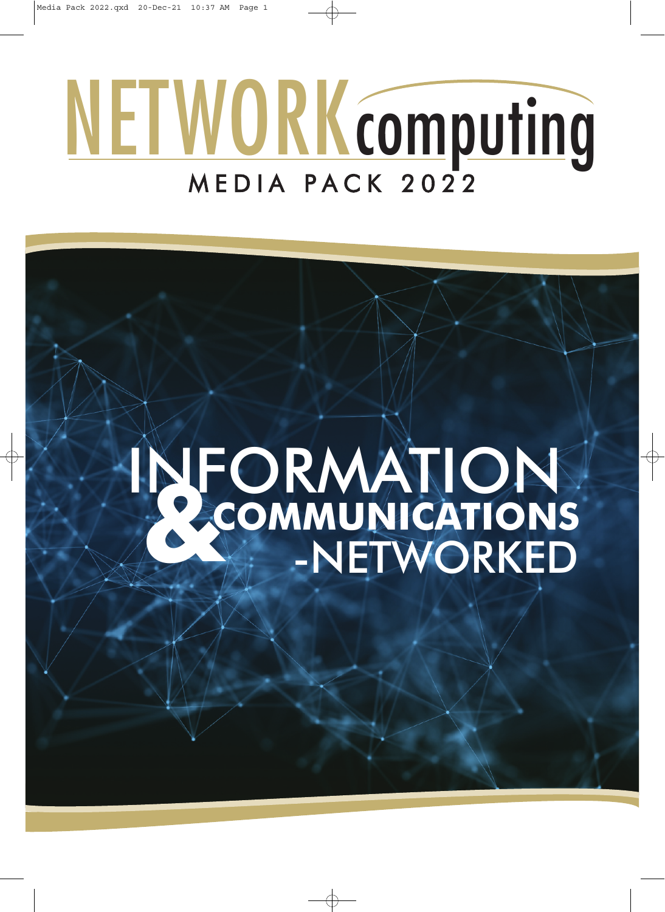# NETWORK computing

## MEDIA PACK 2022

# INFORMATION & COMMUNICATIONS -NETWORKED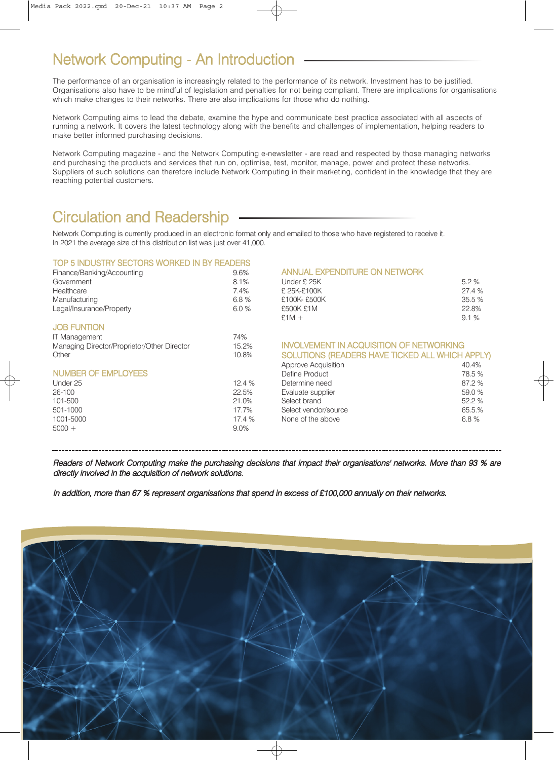## Network Computing - An Introduction

The performance of an organisation is increasingly related to the performance of its network. Investment has to be justified. Organisations also have to be mindful of legislation and penalties for not being compliant. There are implications for organisations which make changes to their networks. There are also implications for those who do nothing.

Network Computing aims to lead the debate, examine the hype and communicate best practice associated with all aspects of running a network. It covers the latest technology along with the benefits and challenges of implementation, helping readers to make better informed purchasing decisions.

Network Computing magazine - and the Network Computing e-newsletter - are read and respected by those managing networks and purchasing the products and services that run on, optimise, test, monitor, manage, power and protect these networks. Suppliers of such solutions can therefore include Network Computing in their marketing, confident in the knowledge that they are reaching potential customers.

## Circulation and Readership

Network Computing is currently produced in an electronic format only and emailed to those who have registered to receive it. In 2021 the average size of this distribution list was just over 41,000.

### TOP 5 INDUSTRY SECTORS WORKED IN BY READERS

| Sector | % |
| --- | --- |
| Finance/Banking/Accounting | 9.6% |
| Government | 8.1% |
| Healthcare | 7.4% |
| Manufacturing | 6.8 % |
| Legal/Insurance/Property | 6.0 % |

### JOB FUNTION

| Function | % |
| --- | --- |
| IT Management | 74% |
| Managing Director/Proprietor/Other Director | 15.2% |
| Other | 10.8% |

### NUMBER OF EMPLOYEES

| Employees | % |
| --- | --- |
| Under 25 | 12.4 % |
| 26-100 | 22.5% |
| 101-500 | 21.0% |
| 501-1000 | 17.7% |
| 1001-5000 | 17.4 % |
| 5000 + | 9.0% |

### ANNUAL EXPENDITURE ON NETWORK

| Expenditure | % |
| --- | --- |
| Under £ 25K | 5.2 % |
| £ 25K-£100K | 27.4 % |
| £100K- £500K | 35.5 % |
| £500K £1M | 22.8% |
| £1M + | 9.1 % |

### INVOLVEMENT IN ACQUISITION OF NETWORKING SOLUTIONS (READERS HAVE TICKED ALL WHICH APPLY)

| Involvement | % |
| --- | --- |
| Approve Acquisition | 40.4% |
| Define Product | 78.5 % |
| Determine need | 87.2 % |
| Evaluate supplier | 59.0 % |
| Select brand | 52.2 % |
| Select vendor/source | 65.5.% |
| None of the above | 6.8 % |

---

*Readers of Network Computing make the purchasing decisions that impact their organisations' networks. More than 93 % are directly involved in the acquisition of network solutions.*

*In addition, more than 67 % represent organisations that spend in excess of £100,000 annually on their networks.*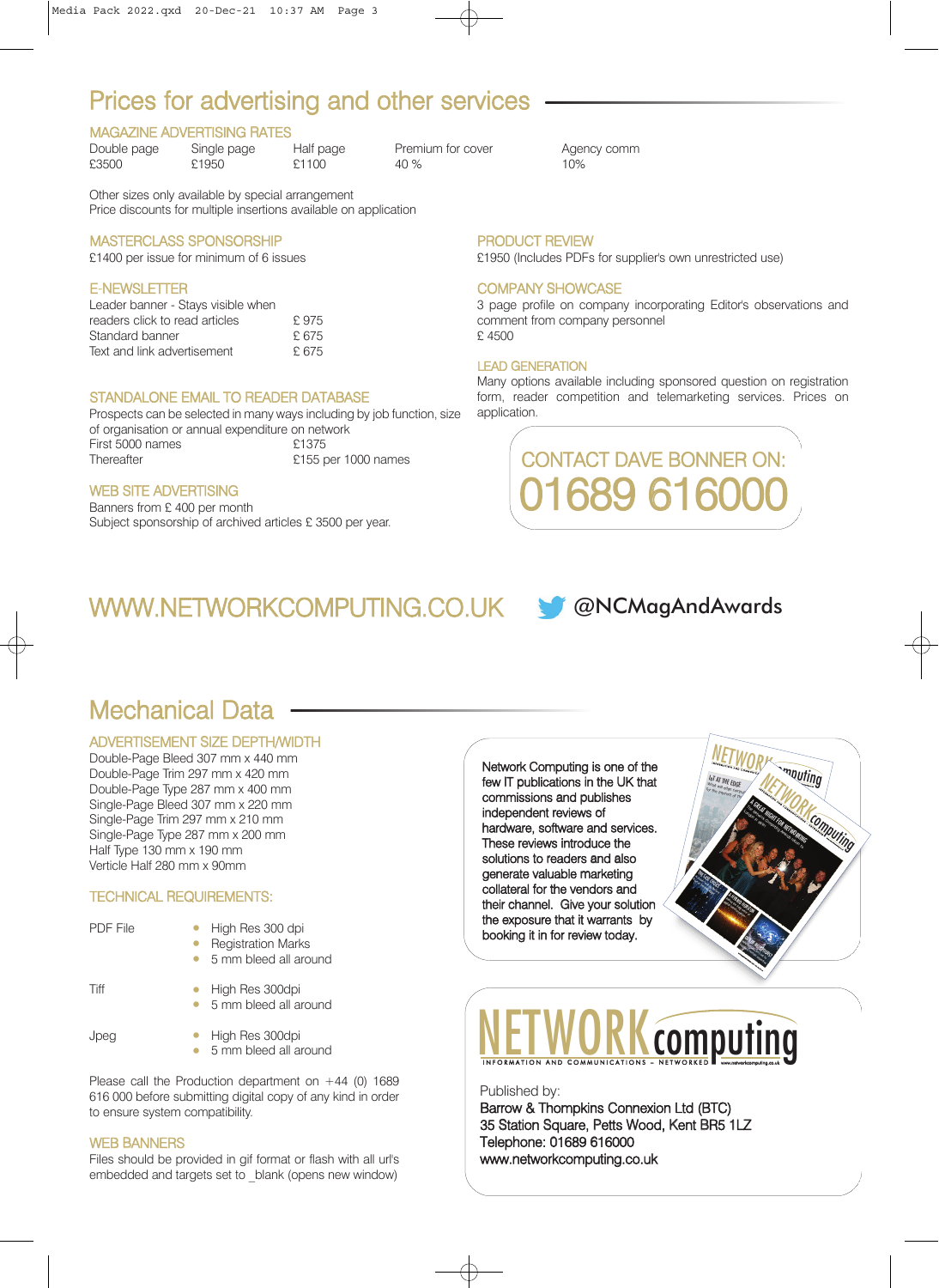# Prices for advertising and other services

## MAGAZINE ADVERTISING RATES

| Double page | Single page | Half page | Premium for cover | Agency comm |
|---|---|---|---|---|
| £3500 | £1950 | £1100 | 40 % | 10% |

Other sizes only available by special arrangement
Price discounts for multiple insertions available on application

## MASTERCLASS SPONSORSHIP

£1400 per issue for minimum of 6 issues

## E-NEWSLETTER

| | |
|---|---|
| Leader banner - Stays visible when readers click to read articles | £ 975 |
| Standard banner | £ 675 |
| Text and link advertisement | £ 675 |

## STANDALONE EMAIL TO READER DATABASE

Prospects can be selected in many ways including by job function, size of organisation or annual expenditure on network

| | |
|---|---|
| First 5000 names | £1375 |
| Thereafter | £155 per 1000 names |

## WEB SITE ADVERTISING

Banners from £ 400 per month
Subject sponsorship of archived articles £ 3500 per year.

## PRODUCT REVIEW

£1950 (Includes PDFs for supplier's own unrestricted use)

## COMPANY SHOWCASE

3 page profile on company incorporating Editor's observations and comment from company personnel
£ 4500

## LEAD GENERATION

Many options available including sponsored question on registration form, reader competition and telemarketing services. Prices on application.

CONTACT DAVE BONNER ON:
01689 616000

WWW.NETWORKCOMPUTING.CO.UK @NCMagAndAwards

# Mechanical Data

## ADVERTISEMENT SIZE DEPTH/WIDTH

Double-Page Bleed 307 mm x 440 mm
Double-Page Trim 297 mm x 420 mm
Double-Page Type 287 mm x 400 mm
Single-Page Bleed 307 mm x 220 mm
Single-Page Trim 297 mm x 210 mm
Single-Page Type 287 mm x 200 mm
Half Type 130 mm x 190 mm
Verticle Half 280 mm x 90mm

## TECHNICAL REQUIREMENTS:

PDF File
- High Res 300 dpi
- Registration Marks
- 5 mm bleed all around

Tiff
- High Res 300dpi
- 5 mm bleed all around

Jpeg
- High Res 300dpi
- 5 mm bleed all around

Please call the Production department on +44 (0) 1689 616 000 before submitting digital copy of any kind in order to ensure system compatibility.

## WEB BANNERS

Files should be provided in gif format or flash with all url's embedded and targets set to _blank (opens new window)

Network Computing is one of the few IT publications in the UK that commissions and publishes independent reviews of hardware, software and services. These reviews introduce the solutions to readers and also generate valuable marketing collateral for the vendors and their channel. Give your solution the exposure that it warrants by booking it in for review today.

NETWORK computing
INFORMATION AND COMMUNICATIONS – NETWORKED

Published by:
Barrow & Thompkins Connexion Ltd (BTC)
35 Station Square, Petts Wood, Kent BR5 1LZ
Telephone: 01689 616000
www.networkcomputing.co.uk